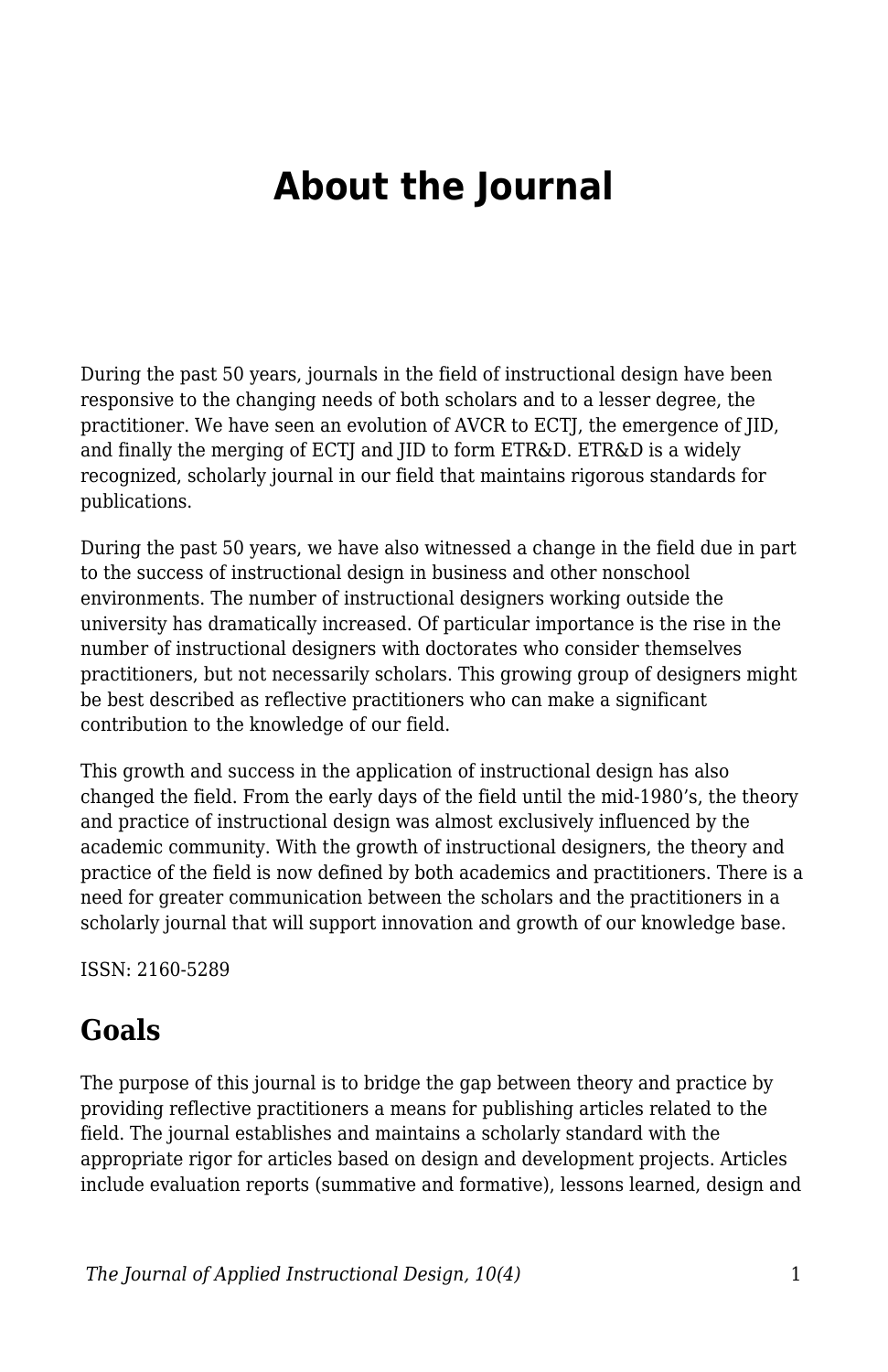# About the Journal

During the past 50 years, journals in the field of instructional design have been responsive to the changing needs of both scholars and to a lesser degree, the practitioner. We have seen an evolution of AVCR to ECTJ, the emergence of JID, and finally the merging of ECTJ and JID to form ETR&D. ETR&D is a widely recognized, scholarly journal in our field that maintains rigorous standards for publications.

During the past 50 years, we have also witnessed a change in the field due in part to the success of instructional design in business and other nonschool environments. The number of instructional designers working outside the university has dramatically increased. Of particular importance is the rise in the number of instructional designers with doctorates who consider themselves practitioners, but not necessarily scholars. This growing group of designers might be best described as reflective practitioners who can make a significant contribution to the knowledge of our field.

This growth and success in the application of instructional design has also changed the field. From the early days of the field until the mid-1980's, the theory and practice of instructional design was almost exclusively influenced by the academic community. With the growth of instructional designers, the theory and practice of the field is now defined by both academics and practitioners. There is a need for greater communication between the scholars and the practitioners in a scholarly journal that will support innovation and growth of our knowledge base.

ISSN: 2160-5289

## Goals

The purpose of this journal is to bridge the gap between theory and practice by providing reflective practitioners a means for publishing articles related to the field. The journal establishes and maintains a scholarly standard with the appropriate rigor for articles based on design and development projects. Articles include evaluation reports (summative and formative), lessons learned, design and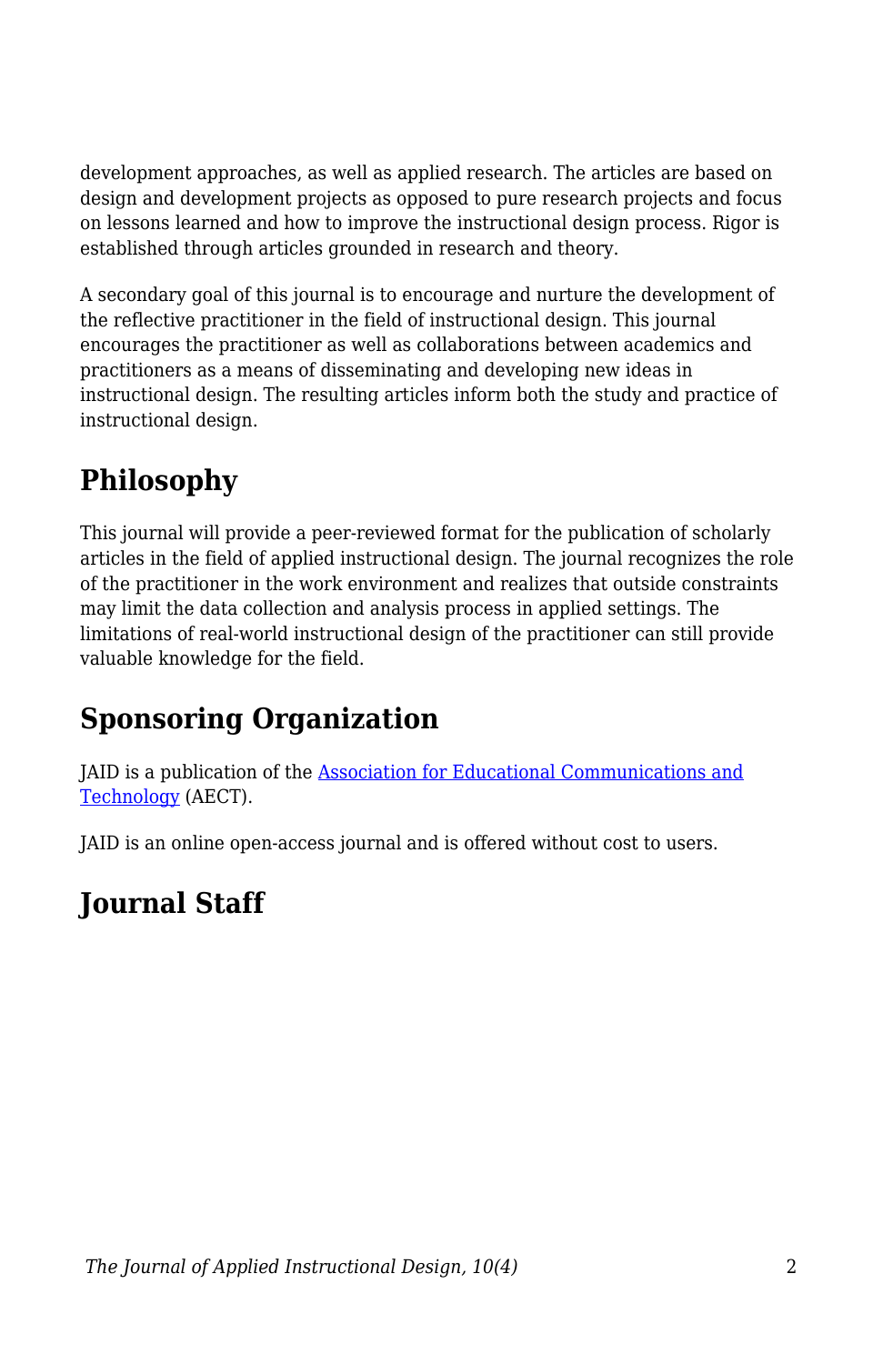development approaches, as well as applied research. The articles are based on design and development projects as opposed to pure research projects and focus on lessons learned and how to improve the instructional design process. Rigor is established through articles grounded in research and theory.

A secondary goal of this journal is to encourage and nurture the development of the reflective practitioner in the field of instructional design. This journal encourages the practitioner as well as collaborations between academics and practitioners as a means of disseminating and developing new ideas in instructional design. The resulting articles inform both the study and practice of instructional design.

## Philosophy

This journal will provide a peer-reviewed format for the publication of scholarly articles in the field of applied instructional design. The journal recognizes the role of the practitioner in the work environment and realizes that outside constraints may limit the data collection and analysis process in applied settings. The limitations of real-world instructional design of the practitioner can still provide valuable knowledge for the field.

## Sponsoring Organization

JAID is a publication of the Association for Educational Communications and Technology (AECT).

JAID is an online open-access journal and is offered without cost to users.

## Journal Staff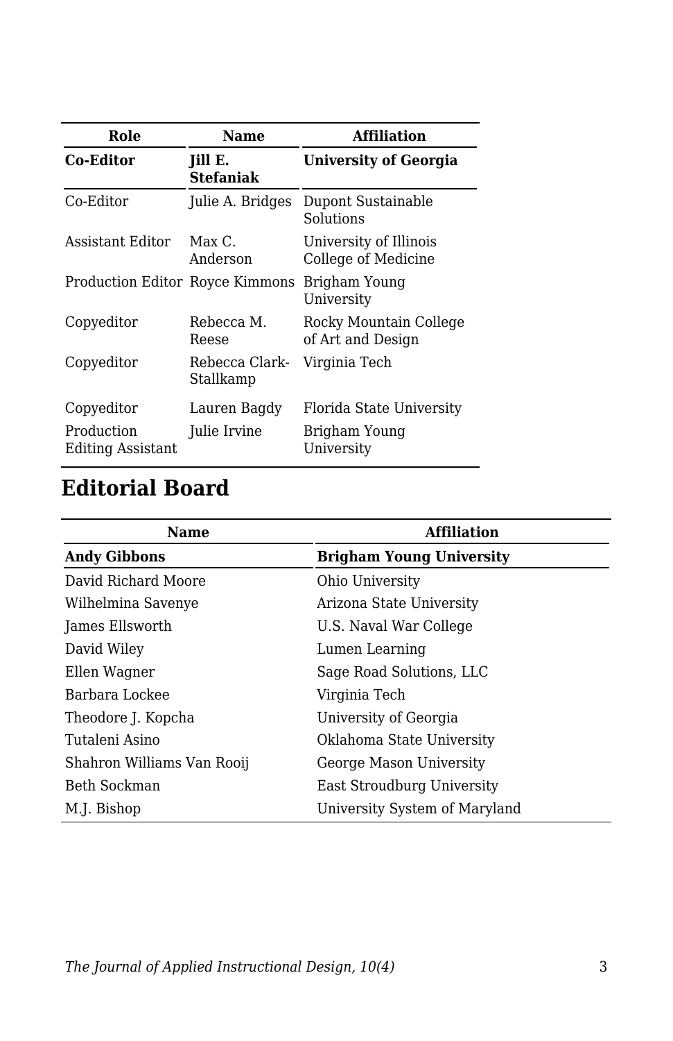| Role | Name | Affiliation |
| --- | --- | --- |
| **Co-Editor** | **Jill E. Stefaniak** | **University of Georgia** |
| Co-Editor | Julie A. Bridges | Dupont Sustainable Solutions |
| Assistant Editor | Max C. Anderson | University of Illinois College of Medicine |
| Production Editor | Royce Kimmons | Brigham Young University |
| Copyeditor | Rebecca M. Reese | Rocky Mountain College of Art and Design |
| Copyeditor | Rebecca Clark-Stallkamp | Virginia Tech |
| Copyeditor | Lauren Bagdy | Florida State University |
| Production Editing Assistant | Julie Irvine | Brigham Young University |

## Editorial Board

| Name | Affiliation |
| --- | --- |
| **Andy Gibbons** | **Brigham Young University** |
| David Richard Moore | Ohio University |
| Wilhelmina Savenye | Arizona State University |
| James Ellsworth | U.S. Naval War College |
| David Wiley | Lumen Learning |
| Ellen Wagner | Sage Road Solutions, LLC |
| Barbara Lockee | Virginia Tech |
| Theodore J. Kopcha | University of Georgia |
| Tutaleni Asino | Oklahoma State University |
| Shahron Williams Van Rooij | George Mason University |
| Beth Sockman | East Stroudburg University |
| M.J. Bishop | University System of Maryland |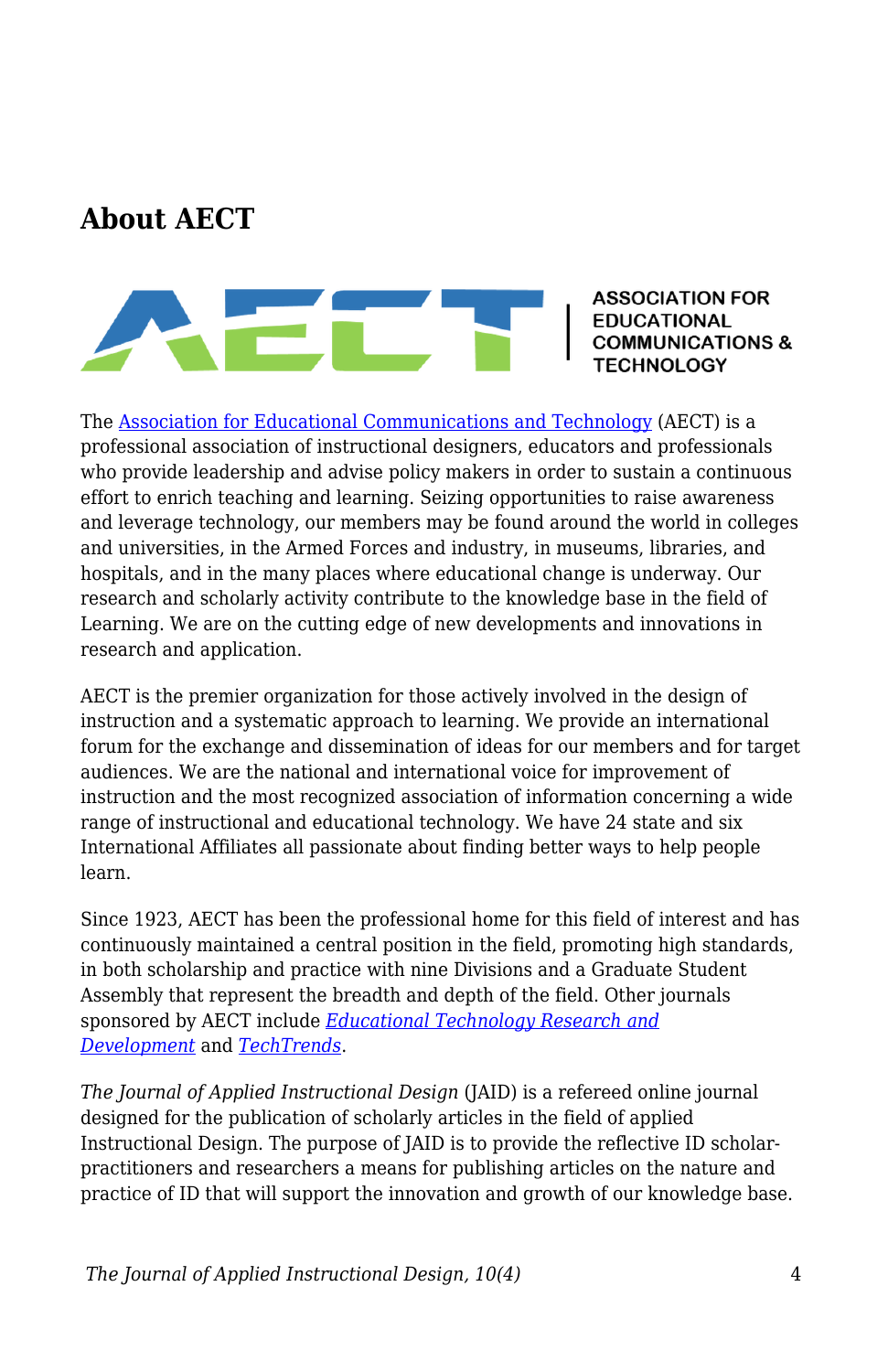## About AECT

ASSOCIATION FOR EDUCATIONAL COMMUNICATIONS & TECHNOLOGY

The [Association for Educational Communications and Technology](https://aect.org) (AECT) is a professional association of instructional designers, educators and professionals who provide leadership and advise policy makers in order to sustain a continuous effort to enrich teaching and learning. Seizing opportunities to raise awareness and leverage technology, our members may be found around the world in colleges and universities, in the Armed Forces and industry, in museums, libraries, and hospitals, and in the many places where educational change is underway. Our research and scholarly activity contribute to the knowledge base in the field of Learning. We are on the cutting edge of new developments and innovations in research and application.

AECT is the premier organization for those actively involved in the design of instruction and a systematic approach to learning. We provide an international forum for the exchange and dissemination of ideas for our members and for target audiences. We are the national and international voice for improvement of instruction and the most recognized association of information concerning a wide range of instructional and educational technology. We have 24 state and six International Affiliates all passionate about finding better ways to help people learn.

Since 1923, AECT has been the professional home for this field of interest and has continuously maintained a central position in the field, promoting high standards, in both scholarship and practice with nine Divisions and a Graduate Student Assembly that represent the breadth and depth of the field. Other journals sponsored by AECT include *Educational Technology Research and Development* and *TechTrends*.

*The Journal of Applied Instructional Design* (JAID) is a refereed online journal designed for the publication of scholarly articles in the field of applied Instructional Design. The purpose of JAID is to provide the reflective ID scholar-practitioners and researchers a means for publishing articles on the nature and practice of ID that will support the innovation and growth of our knowledge base.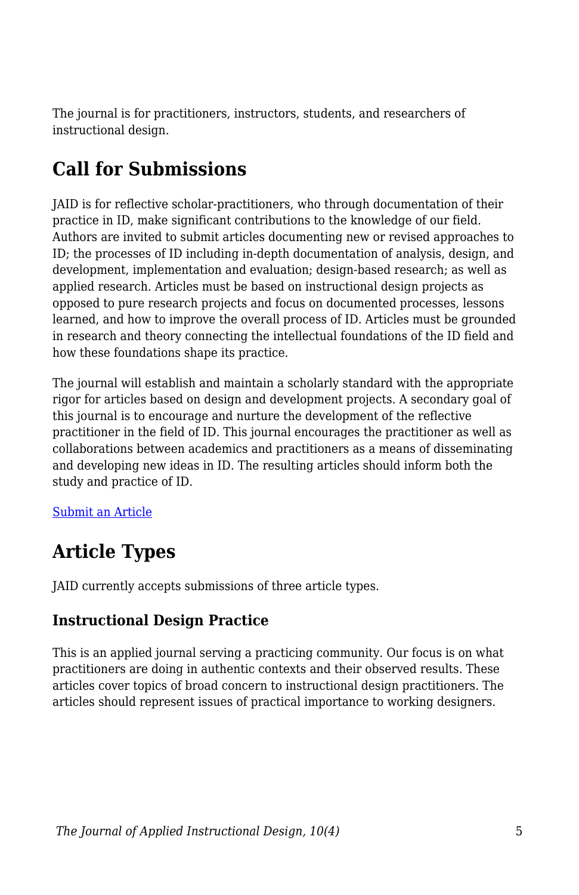The journal is for practitioners, instructors, students, and researchers of instructional design.

## Call for Submissions

JAID is for reflective scholar-practitioners, who through documentation of their practice in ID, make significant contributions to the knowledge of our field. Authors are invited to submit articles documenting new or revised approaches to ID; the processes of ID including in-depth documentation of analysis, design, and development, implementation and evaluation; design-based research; as well as applied research. Articles must be based on instructional design projects as opposed to pure research projects and focus on documented processes, lessons learned, and how to improve the overall process of ID. Articles must be grounded in research and theory connecting the intellectual foundations of the ID field and how these foundations shape its practice.

The journal will establish and maintain a scholarly standard with the appropriate rigor for articles based on design and development projects. A secondary goal of this journal is to encourage and nurture the development of the reflective practitioner in the field of ID. This journal encourages the practitioner as well as collaborations between academics and practitioners as a means of disseminating and developing new ideas in ID. The resulting articles should inform both the study and practice of ID.

Submit an Article

## Article Types

JAID currently accepts submissions of three article types.

### Instructional Design Practice

This is an applied journal serving a practicing community. Our focus is on what practitioners are doing in authentic contexts and their observed results. These articles cover topics of broad concern to instructional design practitioners. The articles should represent issues of practical importance to working designers.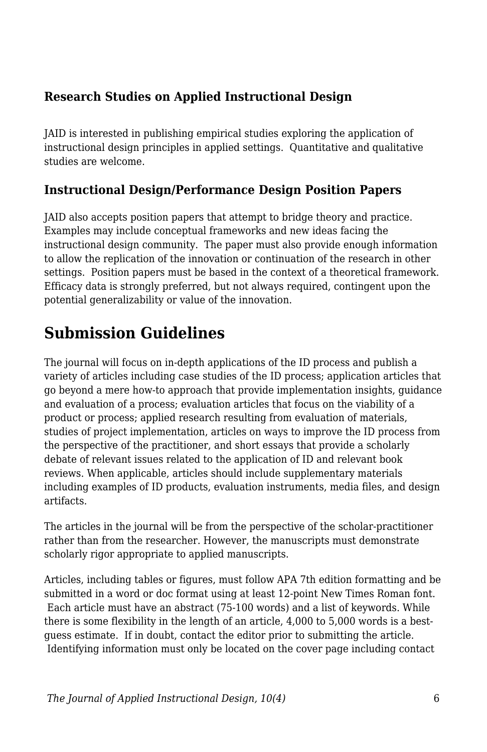### Research Studies on Applied Instructional Design

JAID is interested in publishing empirical studies exploring the application of instructional design principles in applied settings. Quantitative and qualitative studies are welcome.

### Instructional Design/Performance Design Position Papers

JAID also accepts position papers that attempt to bridge theory and practice. Examples may include conceptual frameworks and new ideas facing the instructional design community. The paper must also provide enough information to allow the replication of the innovation or continuation of the research in other settings. Position papers must be based in the context of a theoretical framework. Efficacy data is strongly preferred, but not always required, contingent upon the potential generalizability or value of the innovation.

## Submission Guidelines

The journal will focus on in-depth applications of the ID process and publish a variety of articles including case studies of the ID process; application articles that go beyond a mere how-to approach that provide implementation insights, guidance and evaluation of a process; evaluation articles that focus on the viability of a product or process; applied research resulting from evaluation of materials, studies of project implementation, articles on ways to improve the ID process from the perspective of the practitioner, and short essays that provide a scholarly debate of relevant issues related to the application of ID and relevant book reviews. When applicable, articles should include supplementary materials including examples of ID products, evaluation instruments, media files, and design artifacts.

The articles in the journal will be from the perspective of the scholar-practitioner rather than from the researcher. However, the manuscripts must demonstrate scholarly rigor appropriate to applied manuscripts.

Articles, including tables or figures, must follow APA 7th edition formatting and be submitted in a word or doc format using at least 12-point New Times Roman font. Each article must have an abstract (75-100 words) and a list of keywords. While there is some flexibility in the length of an article, 4,000 to 5,000 words is a best-guess estimate. If in doubt, contact the editor prior to submitting the article. Identifying information must only be located on the cover page including contact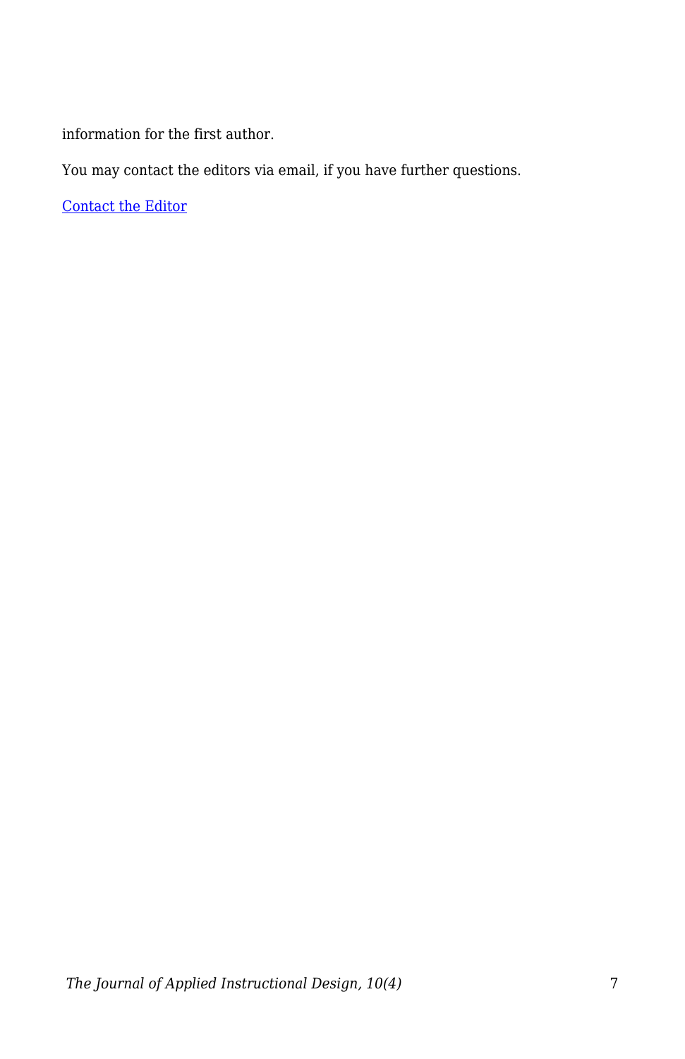information for the first author.

You may contact the editors via email, if you have further questions.

Contact the Editor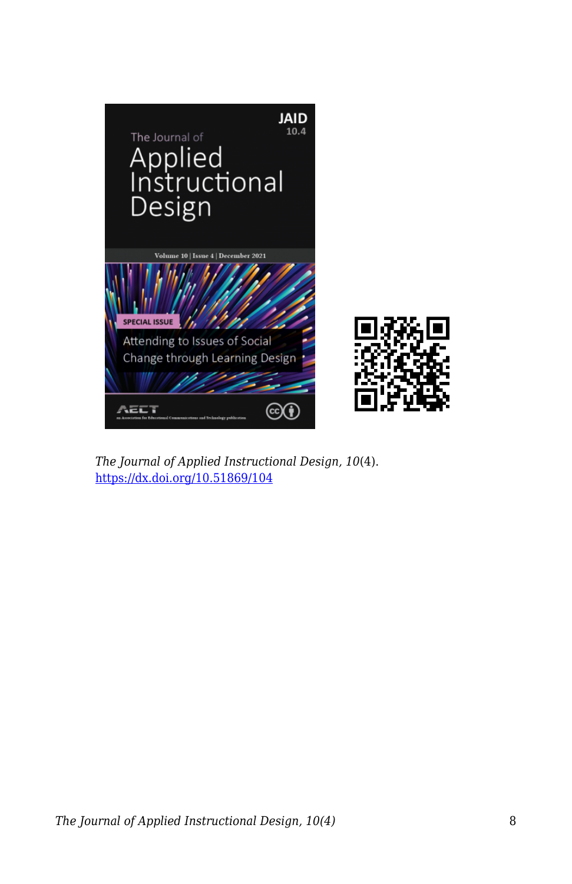*The Journal of Applied Instructional Design, 10*(4). [https://dx.doi.org/10.51869/104](https://dx.doi.org/10.51869/104)